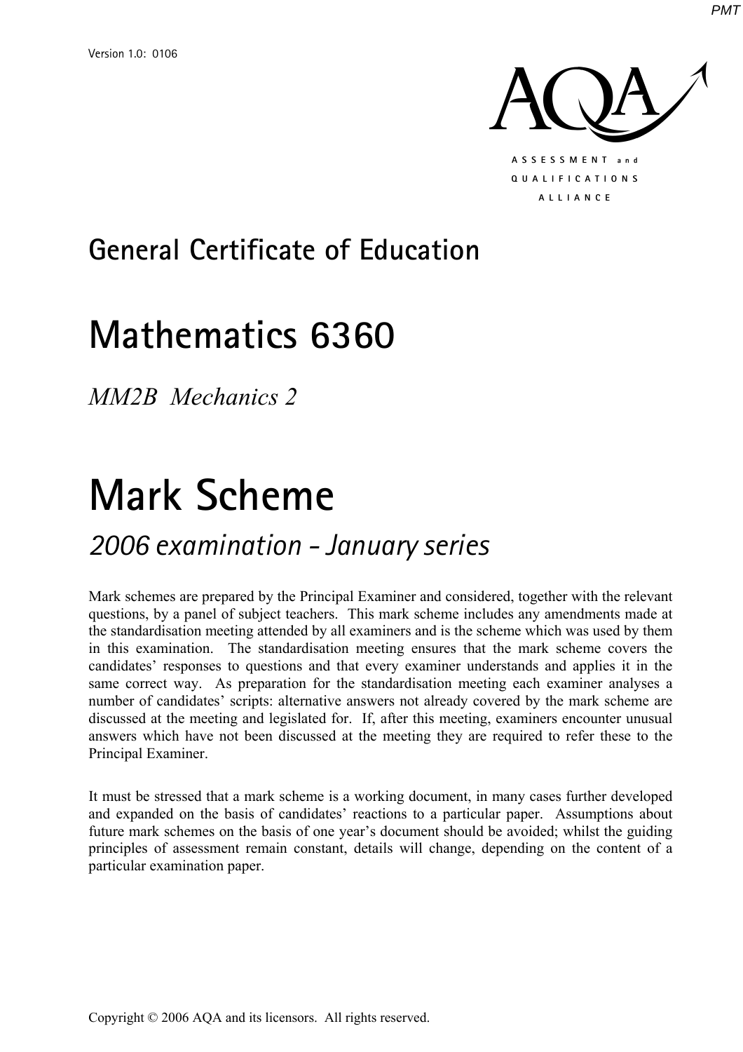Version 1.0: 0106

AQA

ASSESSMENT and QUALIFICATIONS ALLIANCE

## General Certificate of Education

# Mathematics 6360

*MM2B Mechanics 2*

# Mark Scheme

## *2006 examination - January series*

Mark schemes are prepared by the Principal Examiner and considered, together with the relevant questions, by a panel of subject teachers. This mark scheme includes any amendments made at the standardisation meeting attended by all examiners and is the scheme which was used by them in this examination. The standardisation meeting ensures that the mark scheme covers the candidates' responses to questions and that every examiner understands and applies it in the same correct way. As preparation for the standardisation meeting each examiner analyses a number of candidates' scripts: alternative answers not already covered by the mark scheme are discussed at the meeting and legislated for. If, after this meeting, examiners encounter unusual answers which have not been discussed at the meeting they are required to refer these to the Principal Examiner.

It must be stressed that a mark scheme is a working document, in many cases further developed and expanded on the basis of candidates' reactions to a particular paper. Assumptions about future mark schemes on the basis of one year's document should be avoided; whilst the guiding principles of assessment remain constant, details will change, depending on the content of a particular examination paper.

Copyright © 2006 AQA and its licensors. All rights reserved.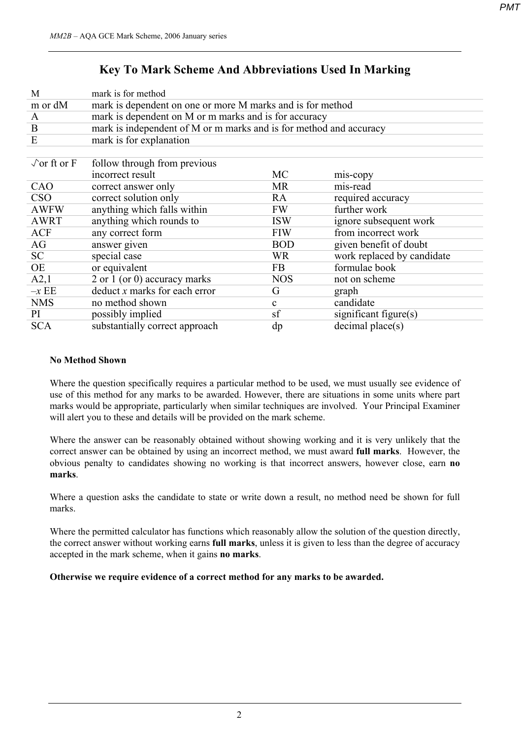# Key To Mark Scheme And Abbreviations Used In Marking

| | |
|---|---|
| M | mark is for method |
| m or dM | mark is dependent on one or more M marks and is for method |
| A | mark is dependent on M or m marks and is for accuracy |
| B | mark is independent of M or m marks and is for method and accuracy |
| E | mark is for explanation |

| | | | |
|---|---|---|---|
| √or ft or F | follow through from previous incorrect result | MC | mis-copy |
| CAO | correct answer only | MR | mis-read |
| CSO | correct solution only | RA | required accuracy |
| AWFW | anything which falls within | FW | further work |
| AWRT | anything which rounds to | ISW | ignore subsequent work |
| ACF | any correct form | FIW | from incorrect work |
| AG | answer given | BOD | given benefit of doubt |
| SC | special case | WR | work replaced by candidate |
| OE | or equivalent | FB | formulae book |
| A2,1 | 2 or 1 (or 0) accuracy marks | NOS | not on scheme |
| $-x$ EE | deduct $x$ marks for each error | G | graph |
| NMS | no method shown | c | candidate |
| PI | possibly implied | sf | significant figure(s) |
| SCA | substantially correct approach | dp | decimal place(s) |

**No Method Shown**

Where the question specifically requires a particular method to be used, we must usually see evidence of use of this method for any marks to be awarded. However, there are situations in some units where part marks would be appropriate, particularly when similar techniques are involved. Your Principal Examiner will alert you to these and details will be provided on the mark scheme.

Where the answer can be reasonably obtained without showing working and it is very unlikely that the correct answer can be obtained by using an incorrect method, we must award **full marks**. However, the obvious penalty to candidates showing no working is that incorrect answers, however close, earn **no marks**.

Where a question asks the candidate to state or write down a result, no method need be shown for full marks.

Where the permitted calculator has functions which reasonably allow the solution of the question directly, the correct answer without working earns **full marks**, unless it is given to less than the degree of accuracy accepted in the mark scheme, when it gains **no marks**.

**Otherwise we require evidence of a correct method for any marks to be awarded.**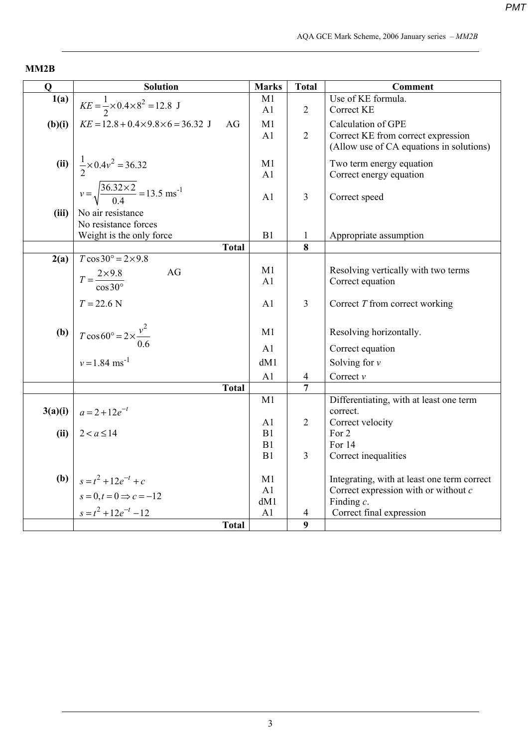## MM2B

| Q | Solution | Marks | Total | Comment |
|---|---|---|---|---|
| 1(a) | $KE = \frac{1}{2} \times 0.4 \times 8^2 = 12.8$ J | M1<br>A1 | 2 | Use of KE formula.<br>Correct KE |
| (b)(i) | $KE = 12.8 + 0.4 \times 9.8 \times 6 = 36.32$ J AG | M1<br>A1 | 2 | Calculation of GPE<br>Correct KE from correct expression<br>(Allow use of CA equations in solutions) |
| (ii) | $\frac{1}{2} \times 0.4 v^2 = 36.32$<br>$v = \sqrt{\frac{36.32 \times 2}{0.4}} = 13.5$ ms$^{-1}$ | M1<br>A1<br>A1 | 3 | Two term energy equation<br>Correct energy equation<br>Correct speed |
| (iii) | No air resistance<br>No resistance forces<br>Weight is the only force | B1 | 1 | Appropriate assumption |
| | **Total** | | 8 | |
| 2(a) | $T \cos 30° = 2 \times 9.8$<br>$T = \frac{2 \times 9.8}{\cos 30°}$ AG<br>$T = 22.6$ N | M1<br>A1<br>A1 | 3 | Resolving vertically with two terms<br>Correct equation<br>Correct $T$ from correct working |
| (b) | $T \cos 60° = 2 \times \frac{v^2}{0.6}$<br>$v = 1.84$ ms$^{-1}$ | M1<br>A1<br>dM1<br>A1 | 4 | Resolving horizontally.<br>Correct equation<br>Solving for $v$<br>Correct $v$ |
| | **Total** | | 7 | |
| 3(a)(i) | $a = 2 + 12e^{-t}$ | M1<br>A1 | 2 | Differentiating, with at least one term correct.<br>Correct velocity |
| (ii) | $2 < a \leq 14$ | B1<br>B1<br>B1 | 3 | For 2<br>For 14<br>Correct inequalities |
| (b) | $s = t^2 + 12e^{-t} + c$<br>$s = 0, t = 0 \Rightarrow c = -12$<br>$s = t^2 + 12e^{-t} - 12$ | M1<br>A1<br>dM1<br>A1 | 4 | Integrating, with at least one term correct<br>Correct expression with or without $c$<br>Finding $c$.<br>Correct final expression |
| | **Total** | | 9 | |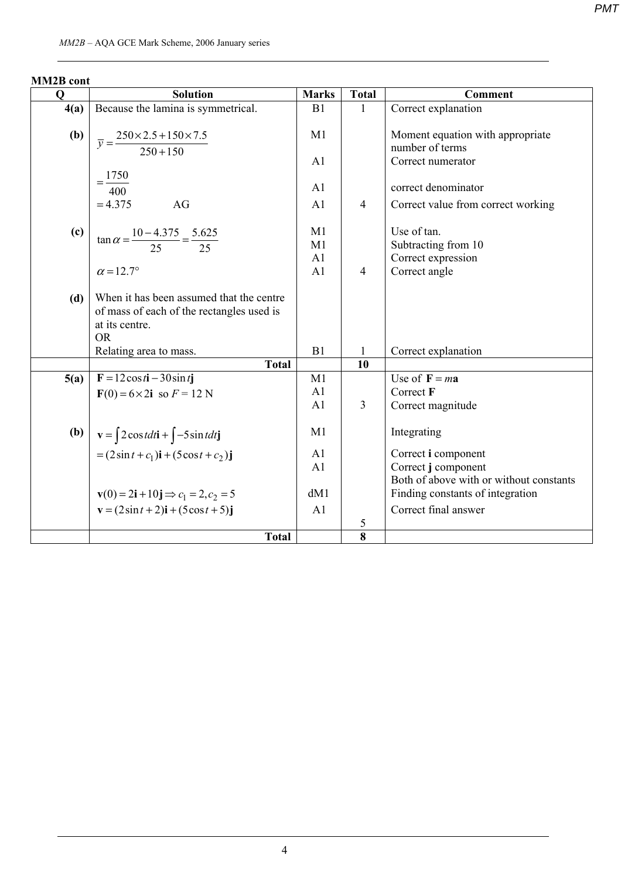**MM2B cont**

| Q | Solution | Marks | Total | Comment |
|---|---|---|---|---|
| 4(a) | Because the lamina is symmetrical. | B1 | 1 | Correct explanation |
| (b) | $\bar{y} = \dfrac{250 \times 2.5 + 150 \times 7.5}{250 + 150}$ | M1 | | Moment equation with appropriate number of terms |
| | | A1 | | Correct numerator |
| | $= \dfrac{1750}{400}$ | A1 | | correct denominator |
| | $= 4.375$ AG | A1 | 4 | Correct value from correct working |
| (c) | $\tan \alpha = \dfrac{10 - 4.375}{25} = \dfrac{5.625}{25}$ | M1 | | Use of tan. |
| | | M1 | | Subtracting from 10 |
| | | A1 | | Correct expression |
| | $\alpha = 12.7°$ | A1 | 4 | Correct angle |
| (d) | When it has been assumed that the centre of mass of each of the rectangles used is at its centre. OR Relating area to mass. | B1 | 1 | Correct explanation |
| | **Total** | | **10** | |
| 5(a) | $\mathbf{F} = 12\cos t\mathbf{i} - 30\sin t\mathbf{j}$ | M1 | | Use of $\mathbf{F} = m\mathbf{a}$ |
| | $\mathbf{F}(0) = 6 \times 2\mathbf{i}$ so $F = 12$ N | A1 | | Correct $\mathbf{F}$ |
| | | A1 | 3 | Correct magnitude |
| (b) | $\mathbf{v} = \int 2\cos t dt\mathbf{i} + \int -5\sin t dt\mathbf{j}$ | M1 | | Integrating |
| | $= (2\sin t + c_1)\mathbf{i} + (5\cos t + c_2)\mathbf{j}$ | A1 | | Correct $\mathbf{i}$ component |
| | | A1 | | Correct $\mathbf{j}$ component. Both of above with or without constants |
| | $\mathbf{v}(0) = 2\mathbf{i} + 10\mathbf{j} \Rightarrow c_1 = 2, c_2 = 5$ | dM1 | | Finding constants of integration |
| | $\mathbf{v} = (2\sin t + 2)\mathbf{i} + (5\cos t + 5)\mathbf{j}$ | A1 | 5 | Correct final answer |
| | **Total** | | **8** | |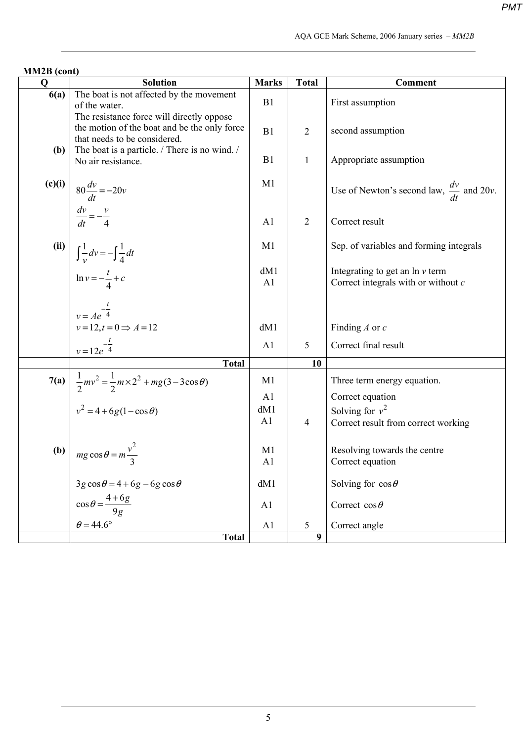**MM2B (cont)**

| Q | Solution | Marks | Total | Comment |
|---|---|---|---|---|
| 6(a) | The boat is not affected by the movement of the water. | B1 | | First assumption |
| | The resistance force will directly oppose the motion of the boat and be the only force that needs to be considered. | B1 | 2 | second assumption |
| (b) | The boat is a particle. / There is no wind. / No air resistance. | B1 | 1 | Appropriate assumption |
| (c)(i) | $80\frac{dv}{dt} = -20v$ | M1 | | Use of Newton's second law, $\frac{dv}{dt}$ and $20v$. |
| | $\frac{dv}{dt} = -\frac{v}{4}$ | A1 | 2 | Correct result |
| (ii) | $\int \frac{1}{v} dv = -\int \frac{1}{4} dt$ | M1 | | Sep. of variables and forming integrals |
| | $\ln v = -\frac{t}{4} + c$ | dM1 | | Integrating to get an ln $v$ term |
| | | A1 | | Correct integrals with or without $c$ |
| | $v = Ae^{-\frac{t}{4}}$ | | | |
| | $v = 12, t = 0 \Rightarrow A = 12$ | dM1 | | Finding $A$ or $c$ |
| | $v = 12e^{-\frac{t}{4}}$ | A1 | 5 | Correct final result |
| | **Total** | | **10** | |
| 7(a) | $\frac{1}{2}mv^2 = \frac{1}{2}m \times 2^2 + mg(3 - 3\cos\theta)$ | M1 | | Three term energy equation. |
| | | A1 | | Correct equation |
| | $v^2 = 4 + 6g(1 - \cos\theta)$ | dM1 | | Solving for $v^2$ |
| | | A1 | 4 | Correct result from correct working |
| (b) | $mg\cos\theta = m\frac{v^2}{3}$ | M1 | | Resolving towards the centre |
| | | A1 | | Correct equation |
| | $3g\cos\theta = 4 + 6g - 6g\cos\theta$ | dM1 | | Solving for $\cos\theta$ |
| | $\cos\theta = \frac{4 + 6g}{9g}$ | A1 | | Correct $\cos\theta$ |
| | $\theta = 44.6°$ | A1 | 5 | Correct angle |
| | **Total** | | **9** | |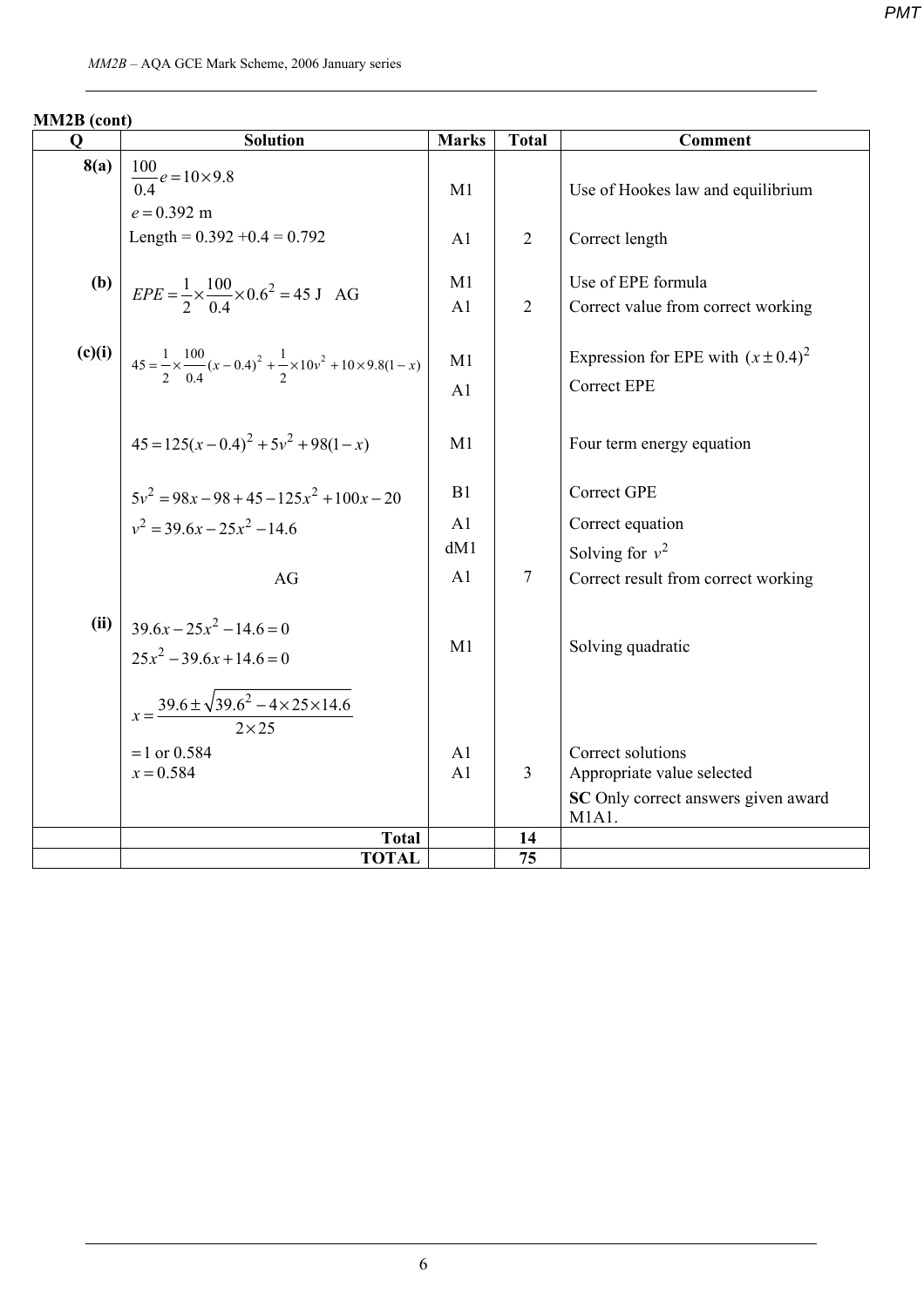**MM2B (cont)**

| Q | Solution | Marks | Total | Comment |
|---|---|---|---|---|
| 8(a) | $\frac{100}{0.4}e = 10 \times 9.8$ | M1 | | Use of Hookes law and equilibrium |
| | $e = 0.392$ m | | | |
| | Length = 0.392 +0.4 = 0.792 | A1 | 2 | Correct length |
| (b) | $EPE = \frac{1}{2} \times \frac{100}{0.4} \times 0.6^2 = 45$ J AG | M1 | | Use of EPE formula |
| | | A1 | 2 | Correct value from correct working |
| (c)(i) | $45 = \frac{1}{2} \times \frac{100}{0.4}(x - 0.4)^2 + \frac{1}{2} \times 10v^2 + 10 \times 9.8(1 - x)$ | M1 | | Expression for EPE with $(x \pm 0.4)^2$ |
| | | A1 | | Correct EPE |
| | $45 = 125(x - 0.4)^2 + 5v^2 + 98(1 - x)$ | M1 | | Four term energy equation |
| | $5v^2 = 98x - 98 + 45 - 125x^2 + 100x - 20$ | B1 | | Correct GPE |
| | $v^2 = 39.6x - 25x^2 - 14.6$ | A1 | | Correct equation |
| | | dM1 | | Solving for $v^2$ |
| | AG | A1 | 7 | Correct result from correct working |
| (ii) | $39.6x - 25x^2 - 14.6 = 0$ | | | |
| | $25x^2 - 39.6x + 14.6 = 0$ | M1 | | Solving quadratic |
| | $x = \frac{39.6 \pm \sqrt{39.6^2 - 4 \times 25 \times 14.6}}{2 \times 25}$ | | | |
| | $= 1$ or $0.584$ | A1 | | Correct solutions |
| | $x = 0.584$ | A1 | 3 | Appropriate value selected |
| | | | | **SC** Only correct answers given award M1A1. |
| | **Total** | | **14** | |
| | **TOTAL** | | **75** | |